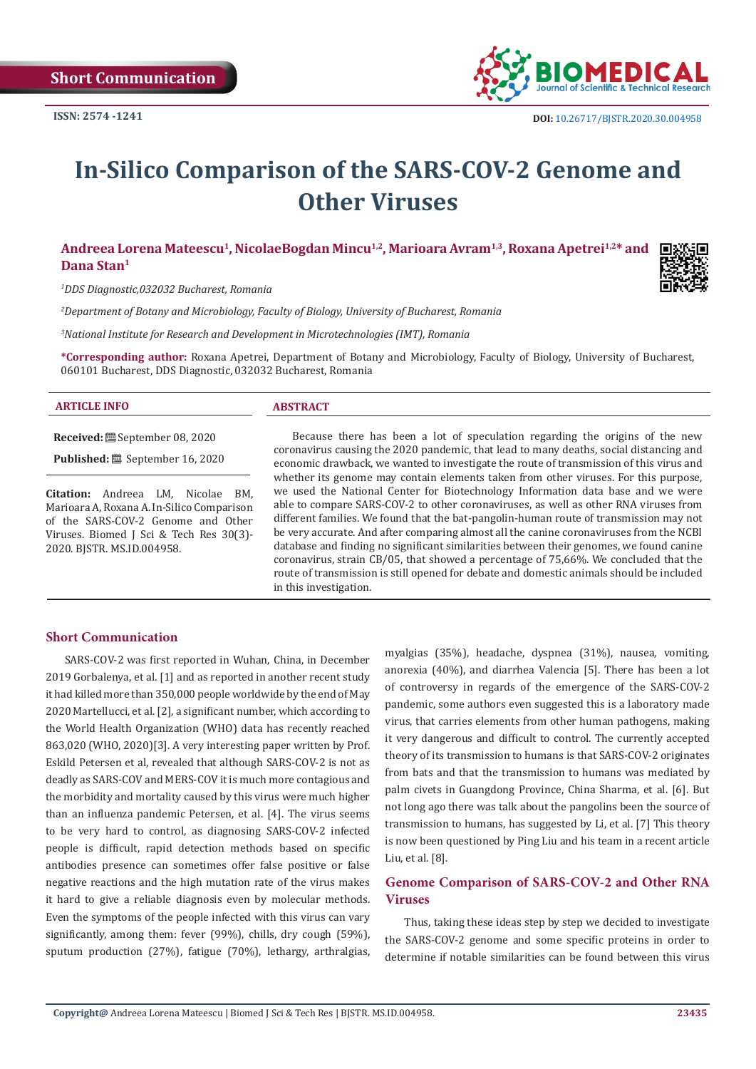Short Communication

ISSN: 2574 -1241

DOI: 10.26717/BJSTR.2020.30.004958

# In-Silico Comparison of the SARS-COV-2 Genome and Other Viruses

**Andreea Lorena Mateescu[1], NicolaeBogdan Mincu[1,2], Marioara Avram[1,3], Roxana Apetrei[1,2]* and Dana Stan[1]**

*[1]DDS Diagnostic,032032 Bucharest, Romania*

*[2]Department of Botany and Microbiology, Faculty of Biology, University of Bucharest, Romania*

*[3]National Institute for Research and Development in Microtechnologies (IMT), Romania*

**\*Corresponding author:** Roxana Apetrei, Department of Botany and Microbiology, Faculty of Biology, University of Bucharest, 060101 Bucharest, DDS Diagnostic, 032032 Bucharest, Romania

**ARTICLE INFO**

**Received:** September 08, 2020

**Published:** September 16, 2020

**Citation:** Andreea LM, Nicolae BM, Marioara A, Roxana A. In-Silico Comparison of the SARS-COV-2 Genome and Other Viruses. Biomed J Sci & Tech Res 30(3)-2020. BJSTR. MS.ID.004958.

**ABSTRACT**

Because there has been a lot of speculation regarding the origins of the new coronavirus causing the 2020 pandemic, that lead to many deaths, social distancing and economic drawback, we wanted to investigate the route of transmission of this virus and whether its genome may contain elements taken from other viruses. For this purpose, we used the National Center for Biotechnology Information data base and we were able to compare SARS-COV-2 to other coronaviruses, as well as other RNA viruses from different families. We found that the bat-pangolin-human route of transmission may not be very accurate. And after comparing almost all the canine coronaviruses from the NCBI database and finding no significant similarities between their genomes, we found canine coronavirus, strain CB/05, that showed a percentage of 75,66%. We concluded that the route of transmission is still opened for debate and domestic animals should be included in this investigation.

## Short Communication

SARS-COV-2 was first reported in Wuhan, China, in December 2019 Gorbalenya, et al. [1] and as reported in another recent study it had killed more than 350,000 people worldwide by the end of May 2020 Martellucci, et al. [2], a significant number, which according to the World Health Organization (WHO) data has recently reached 863,020 (WHO, 2020)[3]. A very interesting paper written by Prof. Eskild Petersen et al, revealed that although SARS-COV-2 is not as deadly as SARS-COV and MERS-COV it is much more contagious and the morbidity and mortality caused by this virus were much higher than an influenza pandemic Petersen, et al. [4]. The virus seems to be very hard to control, as diagnosing SARS-COV-2 infected people is difficult, rapid detection methods based on specific antibodies presence can sometimes offer false positive or false negative reactions and the high mutation rate of the virus makes it hard to give a reliable diagnosis even by molecular methods. Even the symptoms of the people infected with this virus can vary significantly, among them: fever (99%), chills, dry cough (59%), sputum production (27%), fatigue (70%), lethargy, arthralgias, myalgias (35%), headache, dyspnea (31%), nausea, vomiting, anorexia (40%), and diarrhea Valencia [5]. There has been a lot of controversy in regards of the emergence of the SARS-COV-2 pandemic, some authors even suggested this is a laboratory made virus, that carries elements from other human pathogens, making it very dangerous and difficult to control. The currently accepted theory of its transmission to humans is that SARS-COV-2 originates from bats and that the transmission to humans was mediated by palm civets in Guangdong Province, China Sharma, et al. [6]. But not long ago there was talk about the pangolins been the source of transmission to humans, has suggested by Li, et al. [7] This theory is now been questioned by Ping Liu and his team in a recent article Liu, et al. [8].

## Genome Comparison of SARS-COV-2 and Other RNA Viruses

Thus, taking these ideas step by step we decided to investigate the SARS-COV-2 genome and some specific proteins in order to determine if notable similarities can be found between this virus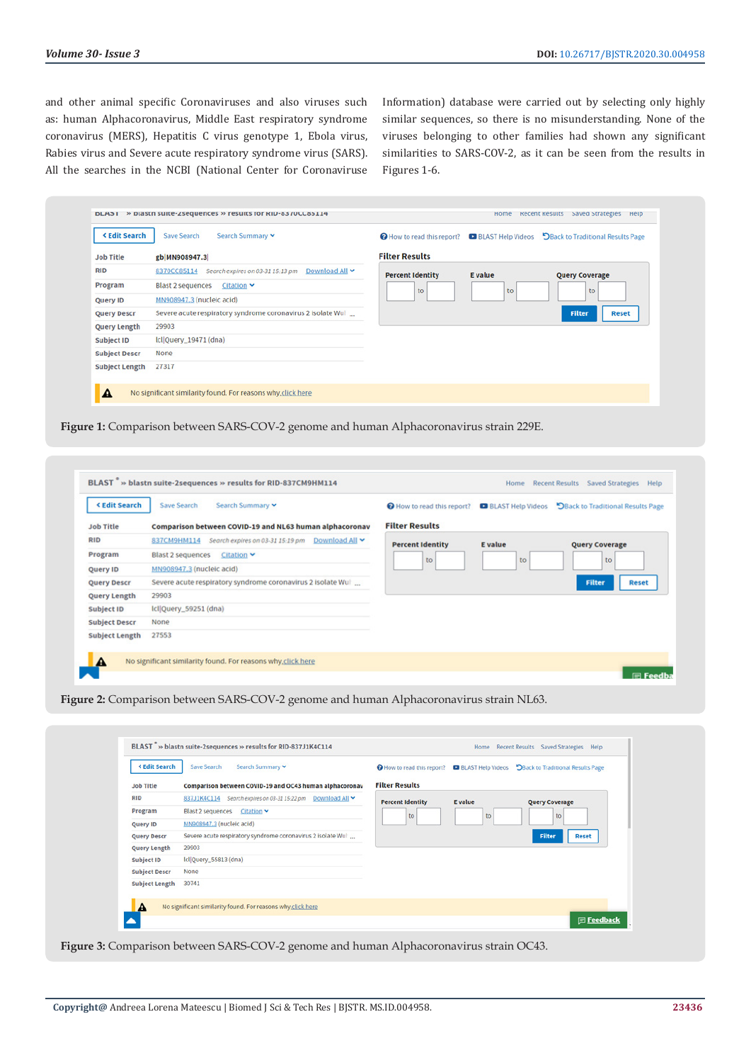and other animal specific Coronaviruses and also viruses such as: human Alphacoronavirus, Middle East respiratory syndrome coronavirus (MERS), Hepatitis C virus genotype 1, Ebola virus, Rabies virus and Severe acute respiratory syndrome virus (SARS). All the searches in the NCBI (National Center for Coronaviruse Information) database were carried out by selecting only highly similar sequences, so there is no misunderstanding. None of the viruses belonging to other families had shown any significant similarities to SARS-COV-2, as it can be seen from the results in Figures 1-6.

**Figure 1:** Comparison between SARS-COV-2 genome and human Alphacoronavirus strain 229E.

**Figure 2:** Comparison between SARS-COV-2 genome and human Alphacoronavirus strain NL63.

**Figure 3:** Comparison between SARS-COV-2 genome and human Alphacoronavirus strain OC43.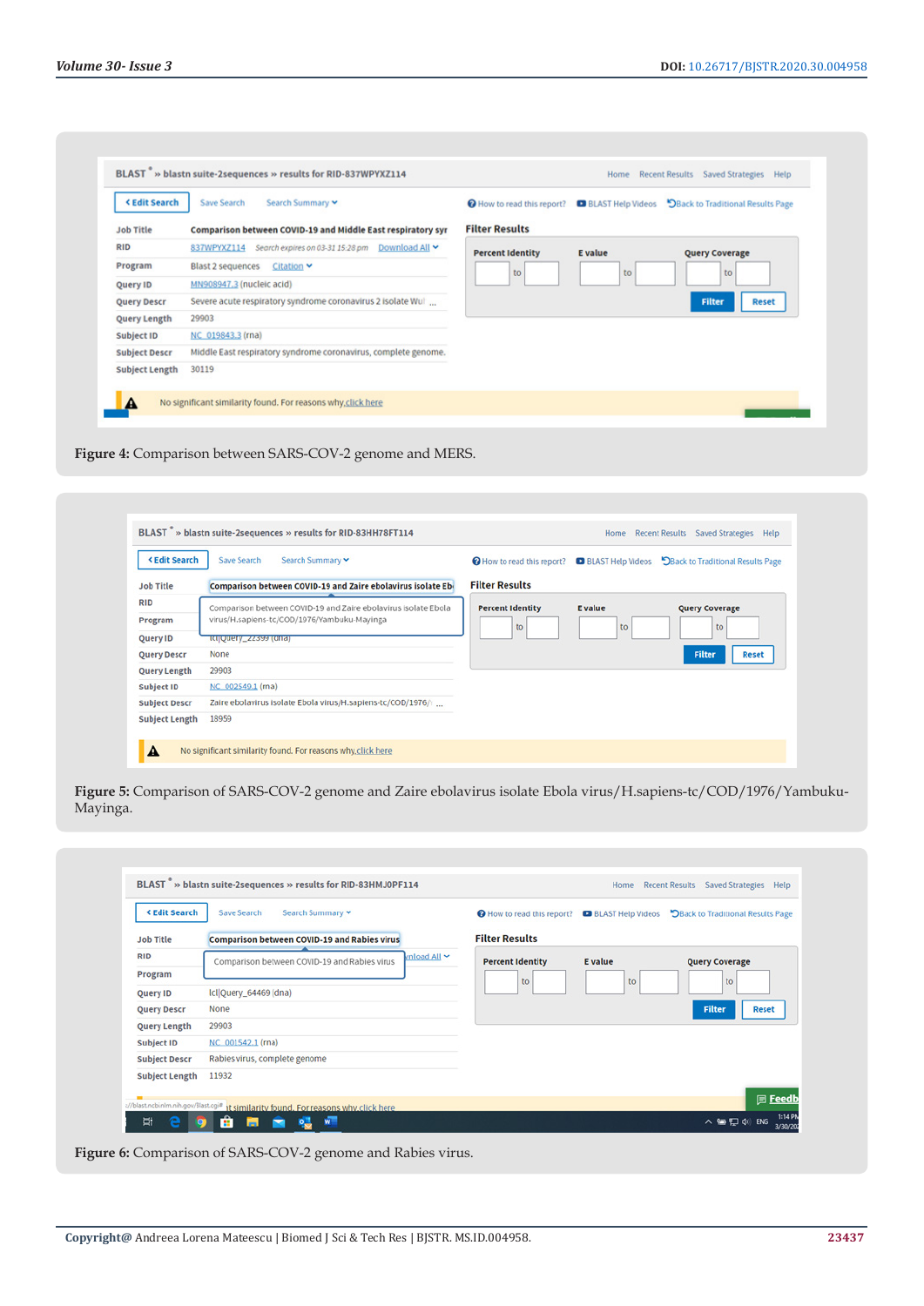**Figure 4:** Comparison between SARS-COV-2 genome and MERS.

**Figure 5:** Comparison of SARS-COV-2 genome and Zaire ebolavirus isolate Ebola virus/H.sapiens-tc/COD/1976/Yambuku-Mayinga.

**Figure 6:** Comparison of SARS-COV-2 genome and Rabies virus.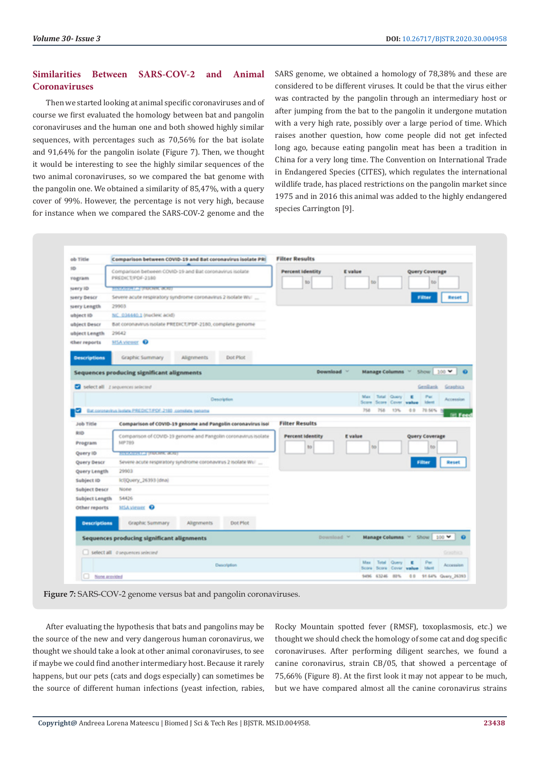## Similarities Between SARS-COV-2 and Animal Coronaviruses

Then we started looking at animal specific coronaviruses and of course we first evaluated the homology between bat and pangolin coronaviruses and the human one and both showed highly similar sequences, with percentages such as 70,56% for the bat isolate and 91,64% for the pangolin isolate (Figure 7). Then, we thought it would be interesting to see the highly similar sequences of the two animal coronaviruses, so we compared the bat genome with the pangolin one. We obtained a similarity of 85,47%, with a query cover of 99%. However, the percentage is not very high, because for instance when we compared the SARS-COV-2 genome and the SARS genome, we obtained a homology of 78,38% and these are considered to be different viruses. It could be that the virus either was contracted by the pangolin through an intermediary host or after jumping from the bat to the pangolin it undergone mutation with a very high rate, possibly over a large period of time. Which raises another question, how come people did not get infected long ago, because eating pangolin meat has been a tradition in China for a very long time. The Convention on International Trade in Endangered Species (CITES), which regulates the international wildlife trade, has placed restrictions on the pangolin market since 1975 and in 2016 this animal was added to the highly endangered species Carrington [9].

**Figure 7:** SARS-COV-2 genome versus bat and pangolin coronaviruses.

After evaluating the hypothesis that bats and pangolins may be the source of the new and very dangerous human coronavirus, we thought we should take a look at other animal coronaviruses, to see if maybe we could find another intermediary host. Because it rarely happens, but our pets (cats and dogs especially) can sometimes be the source of different human infections (yeast infection, rabies, Rocky Mountain spotted fever (RMSF), toxoplasmosis, etc.) we thought we should check the homology of some cat and dog specific coronaviruses. After performing diligent searches, we found a canine coronavirus, strain CB/05, that showed a percentage of 75,66% (Figure 8). At the first look it may not appear to be much, but we have compared almost all the canine coronavirus strains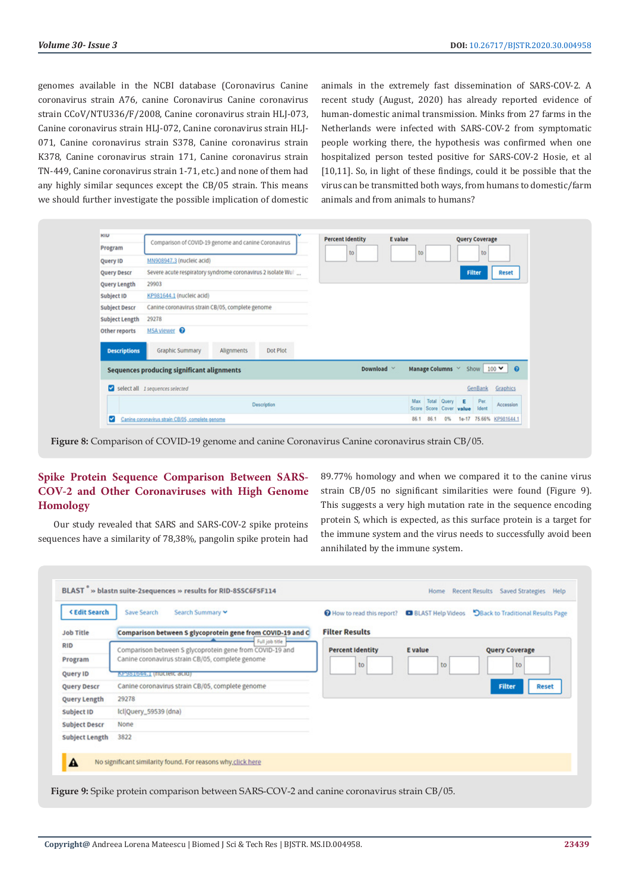genomes available in the NCBI database (Coronavirus Canine coronavirus strain A76, canine Coronavirus Canine coronavirus strain CCoV/NTU336/F/2008, Canine coronavirus strain HLJ-073, Canine coronavirus strain HLJ-072, Canine coronavirus strain HLJ-071, Canine coronavirus strain S378, Canine coronavirus strain K378, Canine coronavirus strain 171, Canine coronavirus strain TN-449, Canine coronavirus strain 1-71, etc.) and none of them had any highly similar sequnces except the CB/05 strain. This means we should further investigate the possible implication of domestic animals in the extremely fast dissemination of SARS-COV-2. A recent study (August, 2020) has already reported evidence of human-domestic animal transmission. Minks from 27 farms in the Netherlands were infected with SARS-COV-2 from symptomatic people working there, the hypothesis was confirmed when one hospitalized person tested positive for SARS-COV-2 Hosie, et al [10,11]. So, in light of these findings, could it be possible that the virus can be transmitted both ways, from humans to domestic/farm animals and from animals to humans?

**Figure 8:** Comparison of COVID-19 genome and canine Coronavirus Canine coronavirus strain CB/05.

## Spike Protein Sequence Comparison Between SARS-COV-2 and Other Coronaviruses with High Genome Homology

Our study revealed that SARS and SARS-COV-2 spike proteins sequences have a similarity of 78,38%, pangolin spike protein had 89.77% homology and when we compared it to the canine virus strain CB/05 no significant similarities were found (Figure 9). This suggests a very high mutation rate in the sequence encoding protein S, which is expected, as this surface protein is a target for the immune system and the virus needs to successfully avoid been annihilated by the immune system.

**Figure 9:** Spike protein comparison between SARS-COV-2 and canine coronavirus strain CB/05.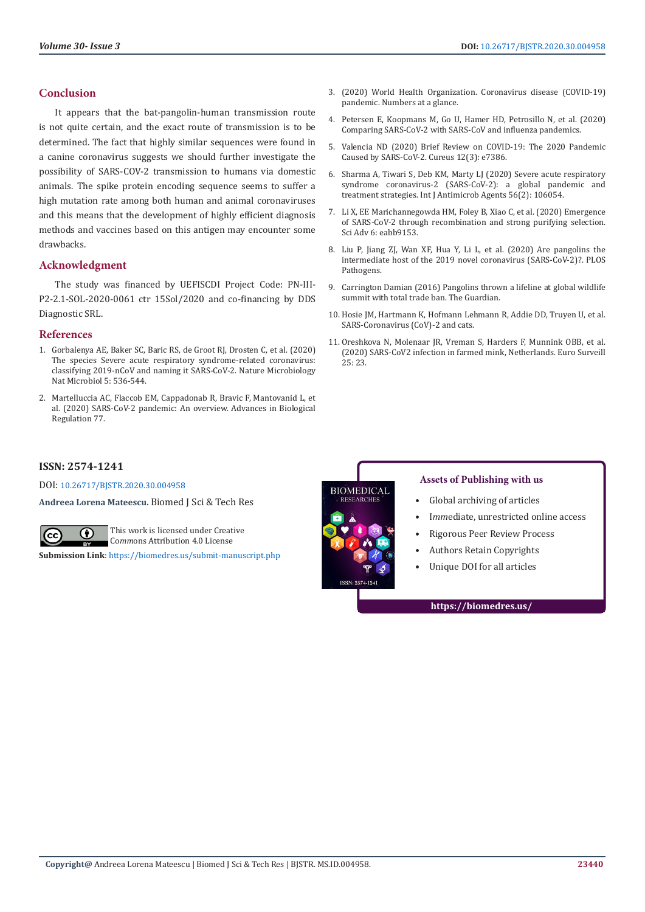## Conclusion

It appears that the bat-pangolin-human transmission route is not quite certain, and the exact route of transmission is to be determined. The fact that highly similar sequences were found in a canine coronavirus suggests we should further investigate the possibility of SARS-COV-2 transmission to humans via domestic animals. The spike protein encoding sequence seems to suffer a high mutation rate among both human and animal coronaviruses and this means that the development of highly efficient diagnosis methods and vaccines based on this antigen may encounter some drawbacks.

## Acknowledgment

The study was financed by UEFISCDI Project Code: PN-III-P2-2.1-SOL-2020-0061 ctr 15Sol/2020 and co-financing by DDS Diagnostic SRL.

## References

1. Gorbalenya AE, Baker SC, Baric RS, de Groot RJ, Drosten C, et al. (2020) The species Severe acute respiratory syndrome-related coronavirus: classifying 2019-nCoV and naming it SARS-CoV-2. Nature Microbiology Nat Microbiol 5: 536-544.
2. Martelluccia AC, Flaccob EM, Cappadonab R, Bravic F, Mantovanid L, et al. (2020) SARS-CoV-2 pandemic: An overview. Advances in Biological Regulation 77.
3. (2020) World Health Organization. Coronavirus disease (COVID-19) pandemic. Numbers at a glance.
4. Petersen E, Koopmans M, Go U, Hamer HD, Petrosillo N, et al. (2020) Comparing SARS-CoV-2 with SARS-CoV and influenza pandemics.
5. Valencia ND (2020) Brief Review on COVID-19: The 2020 Pandemic Caused by SARS-CoV-2. Cureus 12(3): e7386.
6. Sharma A, Tiwari S, Deb KM, Marty LJ (2020) Severe acute respiratory syndrome coronavirus-2 (SARS-CoV-2): a global pandemic and treatment strategies. Int J Antimicrob Agents 56(2): 106054.
7. Li X, EE Marichannegowda HM, Foley B, Xiao C, et al. (2020) Emergence of SARS-CoV-2 through recombination and strong purifying selection. Sci Adv 6: eabb9153.
8. Liu P, Jiang ZJ, Wan XF, Hua Y, Li L, et al. (2020) Are pangolins the intermediate host of the 2019 novel coronavirus (SARS-CoV-2)?. PLOS Pathogens.
9. Carrington Damian (2016) Pangolins thrown a lifeline at global wildlife summit with total trade ban. The Guardian.
10. Hosie JM, Hartmann K, Hofmann Lehmann R, Addie DD, Truyen U, et al. SARS-Coronavirus (CoV)-2 and cats.
11. Oreshkova N, Molenaar JR, Vreman S, Harders F, Munnink OBB, et al. (2020) SARS-CoV2 infection in farmed mink, Netherlands. Euro Surveill 25: 23.

**ISSN: 2574-1241**

DOI: 10.26717/BJSTR.2020.30.004958

**Andreea Lorena Mateescu.** Biomed J Sci & Tech Res

This work is licensed under Creative Commons Attribution 4.0 License

**Submission Link**: https://biomedres.us/submit-manuscript.php

**Assets of Publishing with us**

- Global archiving of articles
- Immediate, unrestricted online access
- Rigorous Peer Review Process
- Authors Retain Copyrights
- Unique DOI for all articles

**https://biomedres.us/**